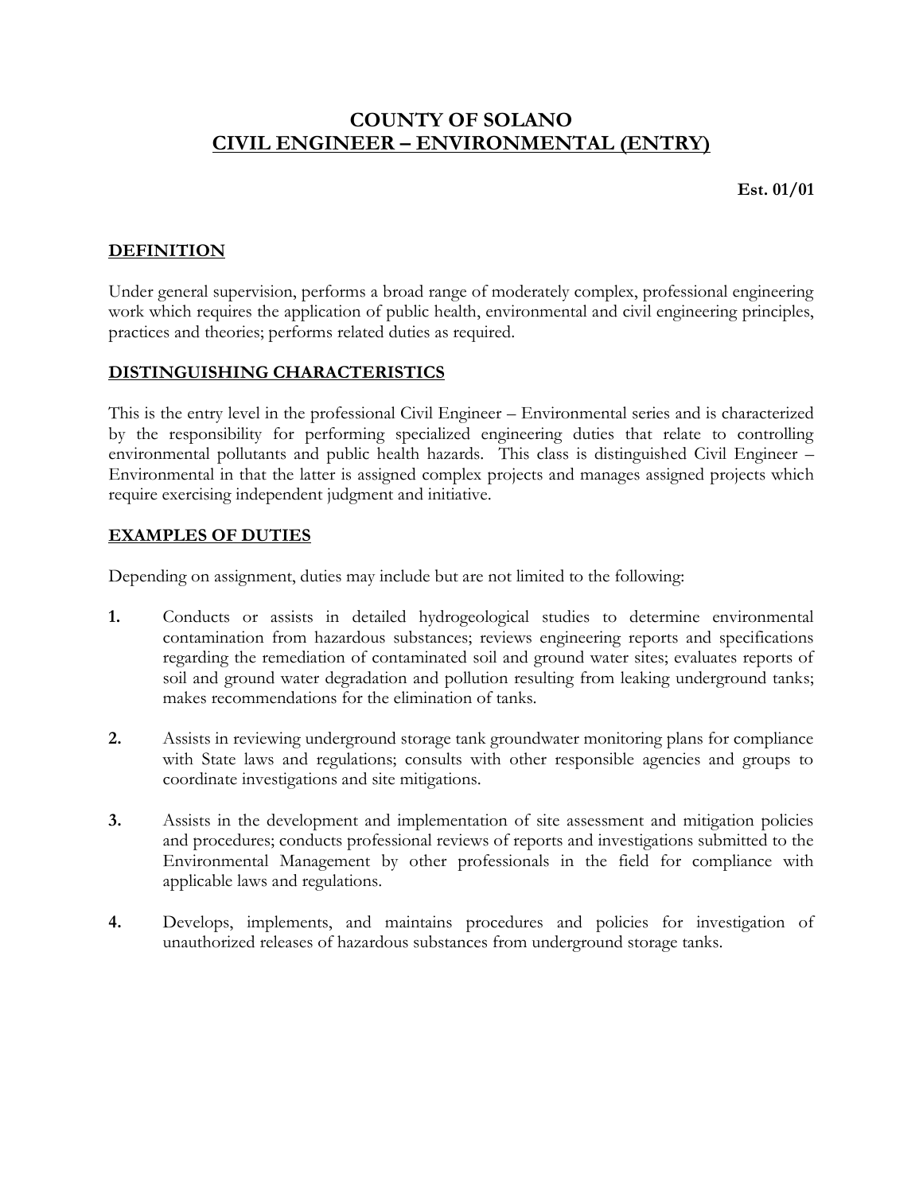# COUNTY OF SOLANO
## CIVIL ENGINEER – ENVIRONMENTAL (ENTRY)

**Est. 01/01**

### DEFINITION

Under general supervision, performs a broad range of moderately complex, professional engineering work which requires the application of public health, environmental and civil engineering principles, practices and theories; performs related duties as required.

### DISTINGUISHING CHARACTERISTICS

This is the entry level in the professional Civil Engineer – Environmental series and is characterized by the responsibility for performing specialized engineering duties that relate to controlling environmental pollutants and public health hazards. This class is distinguished Civil Engineer – Environmental in that the latter is assigned complex projects and manages assigned projects which require exercising independent judgment and initiative.

### EXAMPLES OF DUTIES

Depending on assignment, duties may include but are not limited to the following:

**1.** Conducts or assists in detailed hydrogeological studies to determine environmental contamination from hazardous substances; reviews engineering reports and specifications regarding the remediation of contaminated soil and ground water sites; evaluates reports of soil and ground water degradation and pollution resulting from leaking underground tanks; makes recommendations for the elimination of tanks.

**2.** Assists in reviewing underground storage tank groundwater monitoring plans for compliance with State laws and regulations; consults with other responsible agencies and groups to coordinate investigations and site mitigations.

**3.** Assists in the development and implementation of site assessment and mitigation policies and procedures; conducts professional reviews of reports and investigations submitted to the Environmental Management by other professionals in the field for compliance with applicable laws and regulations.

**4.** Develops, implements, and maintains procedures and policies for investigation of unauthorized releases of hazardous substances from underground storage tanks.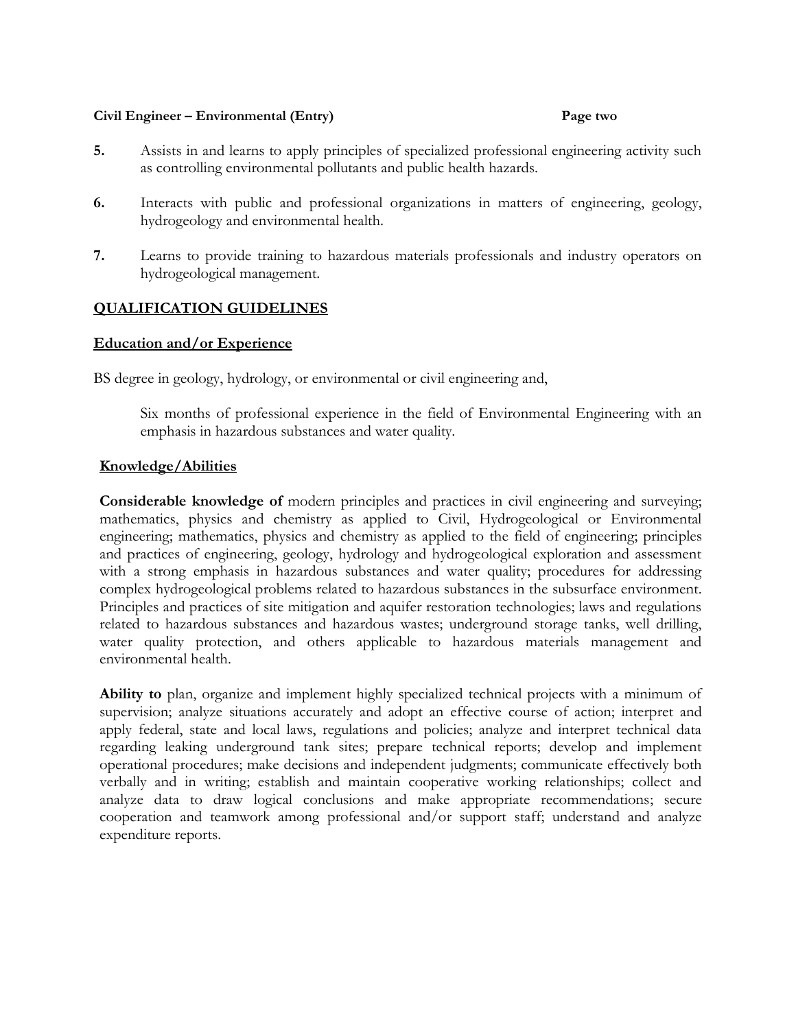5. Assists in and learns to apply principles of specialized professional engineering activity such as controlling environmental pollutants and public health hazards.

6. Interacts with public and professional organizations in matters of engineering, geology, hydrogeology and environmental health.

7. Learns to provide training to hazardous materials professionals and industry operators on hydrogeological management.

## QUALIFICATION GUIDELINES

### Education and/or Experience

BS degree in geology, hydrology, or environmental or civil engineering and,

> Six months of professional experience in the field of Environmental Engineering with an emphasis in hazardous substances and water quality.

### Knowledge/Abilities

**Considerable knowledge of** modern principles and practices in civil engineering and surveying; mathematics, physics and chemistry as applied to Civil, Hydrogeological or Environmental engineering; mathematics, physics and chemistry as applied to the field of engineering; principles and practices of engineering, geology, hydrology and hydrogeological exploration and assessment with a strong emphasis in hazardous substances and water quality; procedures for addressing complex hydrogeological problems related to hazardous substances in the subsurface environment. Principles and practices of site mitigation and aquifer restoration technologies; laws and regulations related to hazardous substances and hazardous wastes; underground storage tanks, well drilling, water quality protection, and others applicable to hazardous materials management and environmental health.

**Ability to** plan, organize and implement highly specialized technical projects with a minimum of supervision; analyze situations accurately and adopt an effective course of action; interpret and apply federal, state and local laws, regulations and policies; analyze and interpret technical data regarding leaking underground tank sites; prepare technical reports; develop and implement operational procedures; make decisions and independent judgments; communicate effectively both verbally and in writing; establish and maintain cooperative working relationships; collect and analyze data to draw logical conclusions and make appropriate recommendations; secure cooperation and teamwork among professional and/or support staff; understand and analyze expenditure reports.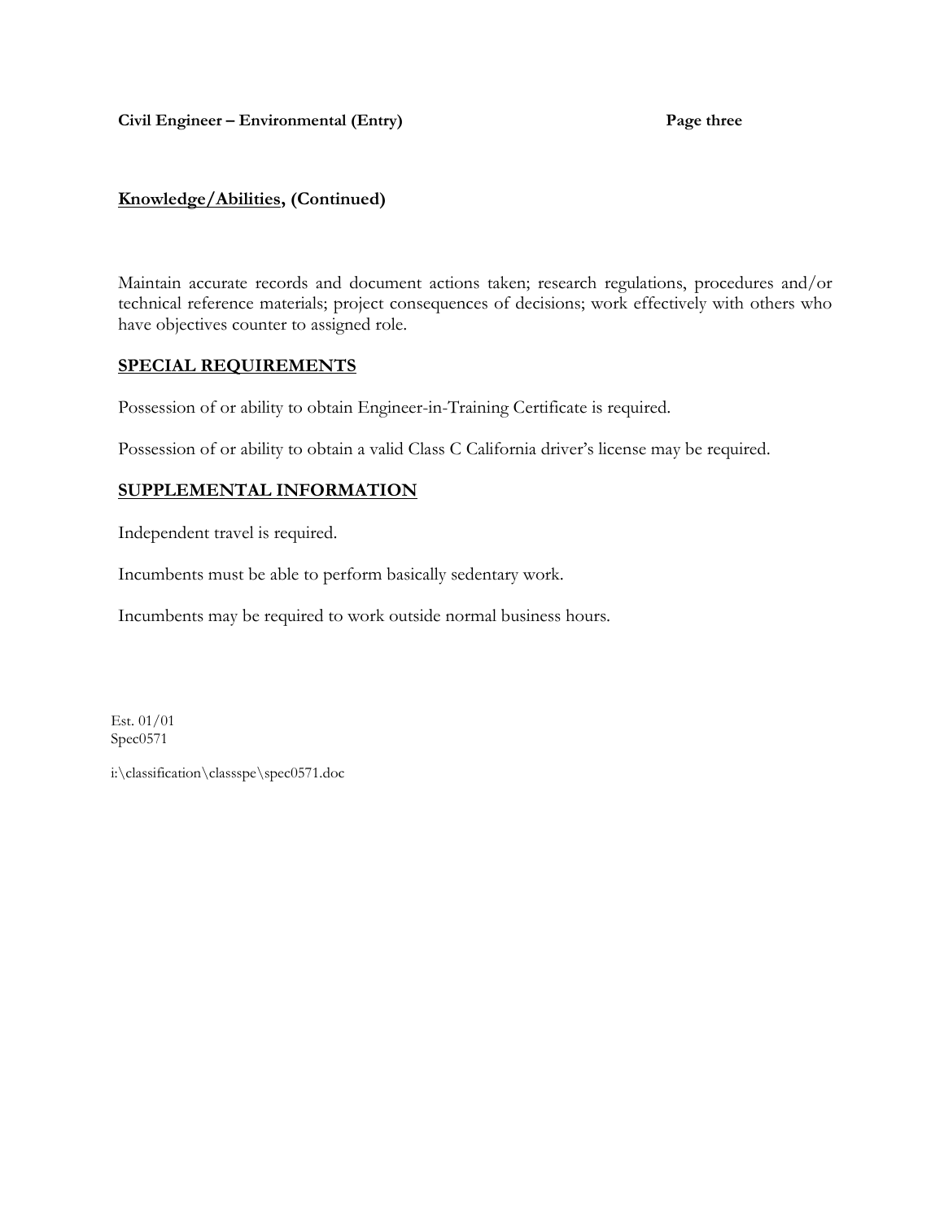**Knowledge/Abilities, (Continued)**

Maintain accurate records and document actions taken; research regulations, procedures and/or technical reference materials; project consequences of decisions; work effectively with others who have objectives counter to assigned role.

## SPECIAL REQUIREMENTS

Possession of or ability to obtain Engineer-in-Training Certificate is required.

Possession of or ability to obtain a valid Class C California driver's license may be required.

## SUPPLEMENTAL INFORMATION

Independent travel is required.

Incumbents must be able to perform basically sedentary work.

Incumbents may be required to work outside normal business hours.

Est. 01/01
Spec0571

i:\classification\classspe\spec0571.doc